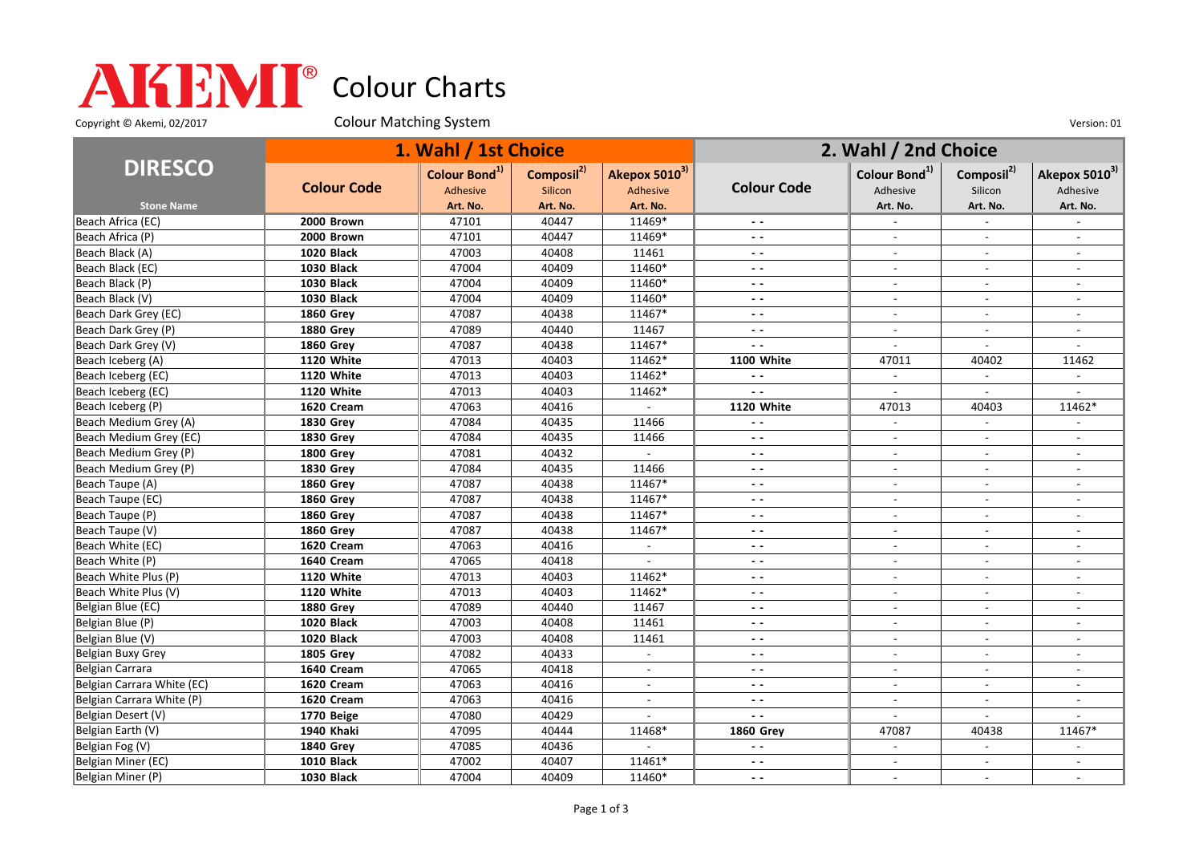# AKEMI® Colour Charts

Copyright © Akemi, 02/2017

Colour Matching System

Version: 01

| DIRESCO | 1. Wahl / 1st Choice | | | | 2. Wahl / 2nd Choice | | | |
|---|---|---|---|---|---|---|---|---|
| | Colour Code | Colour Bond[1] Adhesive | Composil[2] Silicon | Akepox 5010[3] Adhesive | Colour Code | Colour Bond[1] Adhesive | Composil[2] Silicon | Akepox 5010[3] Adhesive |
| Stone Name | | Art. No. | Art. No. | Art. No. | | Art. No. | Art. No. | Art. No. |
| Beach Africa (EC) | **2000 Brown** | 47101 | 40447 | 11469* | - - | - | - | - |
| Beach Africa (P) | **2000 Brown** | 47101 | 40447 | 11469* | - - | - | - | - |
| Beach Black (A) | **1020 Black** | 47003 | 40408 | 11461 | - - | - | - | - |
| Beach Black (EC) | **1030 Black** | 47004 | 40409 | 11460* | - - | - | - | - |
| Beach Black (P) | **1030 Black** | 47004 | 40409 | 11460* | - - | - | - | - |
| Beach Black (V) | **1030 Black** | 47004 | 40409 | 11460* | - - | - | - | - |
| Beach Dark Grey (EC) | **1860 Grey** | 47087 | 40438 | 11467* | - - | - | - | - |
| Beach Dark Grey (P) | **1880 Grey** | 47089 | 40440 | 11467 | - - | - | - | - |
| Beach Dark Grey (V) | **1860 Grey** | 47087 | 40438 | 11467* | - - | - | - | - |
| Beach Iceberg (A) | **1120 White** | 47013 | 40403 | 11462* | **1100 White** | 47011 | 40402 | 11462 |
| Beach Iceberg (EC) | **1120 White** | 47013 | 40403 | 11462* | - - | - | - | - |
| Beach Iceberg (EC) | **1120 White** | 47013 | 40403 | 11462* | - - | - | - | - |
| Beach Iceberg (P) | **1620 Cream** | 47063 | 40416 | - | **1120 White** | 47013 | 40403 | 11462* |
| Beach Medium Grey (A) | **1830 Grey** | 47084 | 40435 | 11466 | - - | - | - | - |
| Beach Medium Grey (EC) | **1830 Grey** | 47084 | 40435 | 11466 | - - | - | - | - |
| Beach Medium Grey (P) | **1800 Grey** | 47081 | 40432 | - | - - | - | - | - |
| Beach Medium Grey (P) | **1830 Grey** | 47084 | 40435 | 11466 | - - | - | - | - |
| Beach Taupe (A) | **1860 Grey** | 47087 | 40438 | 11467* | - - | - | - | - |
| Beach Taupe (EC) | **1860 Grey** | 47087 | 40438 | 11467* | - - | - | - | - |
| Beach Taupe (P) | **1860 Grey** | 47087 | 40438 | 11467* | - - | - | - | - |
| Beach Taupe (V) | **1860 Grey** | 47087 | 40438 | 11467* | - - | - | - | - |
| Beach White (EC) | **1620 Cream** | 47063 | 40416 | - | - - | - | - | - |
| Beach White (P) | **1640 Cream** | 47065 | 40418 | - | - - | - | - | - |
| Beach White Plus (P) | **1120 White** | 47013 | 40403 | 11462* | - - | - | - | - |
| Beach White Plus (V) | **1120 White** | 47013 | 40403 | 11462* | - - | - | - | - |
| Belgian Blue (EC) | **1880 Grey** | 47089 | 40440 | 11467 | - - | - | - | - |
| Belgian Blue (P) | **1020 Black** | 47003 | 40408 | 11461 | - - | - | - | - |
| Belgian Blue (V) | **1020 Black** | 47003 | 40408 | 11461 | - - | - | - | - |
| Belgian Buxy Grey | **1805 Grey** | 47082 | 40433 | - | - - | - | - | - |
| Belgian Carrara | **1640 Cream** | 47065 | 40418 | - | - - | - | - | - |
| Belgian Carrara White (EC) | **1620 Cream** | 47063 | 40416 | - | - - | - | - | - |
| Belgian Carrara White (P) | **1620 Cream** | 47063 | 40416 | - | - - | - | - | - |
| Belgian Desert (V) | **1770 Beige** | 47080 | 40429 | - | - - | - | - | - |
| Belgian Earth (V) | **1940 Khaki** | 47095 | 40444 | 11468* | **1860 Grey** | 47087 | 40438 | 11467* |
| Belgian Fog (V) | **1840 Grey** | 47085 | 40436 | - | - - | - | - | - |
| Belgian Miner (EC) | **1010 Black** | 47002 | 40407 | 11461* | - - | - | - | - |
| Belgian Miner (P) | **1030 Black** | 47004 | 40409 | 11460* | - - | - | - | - |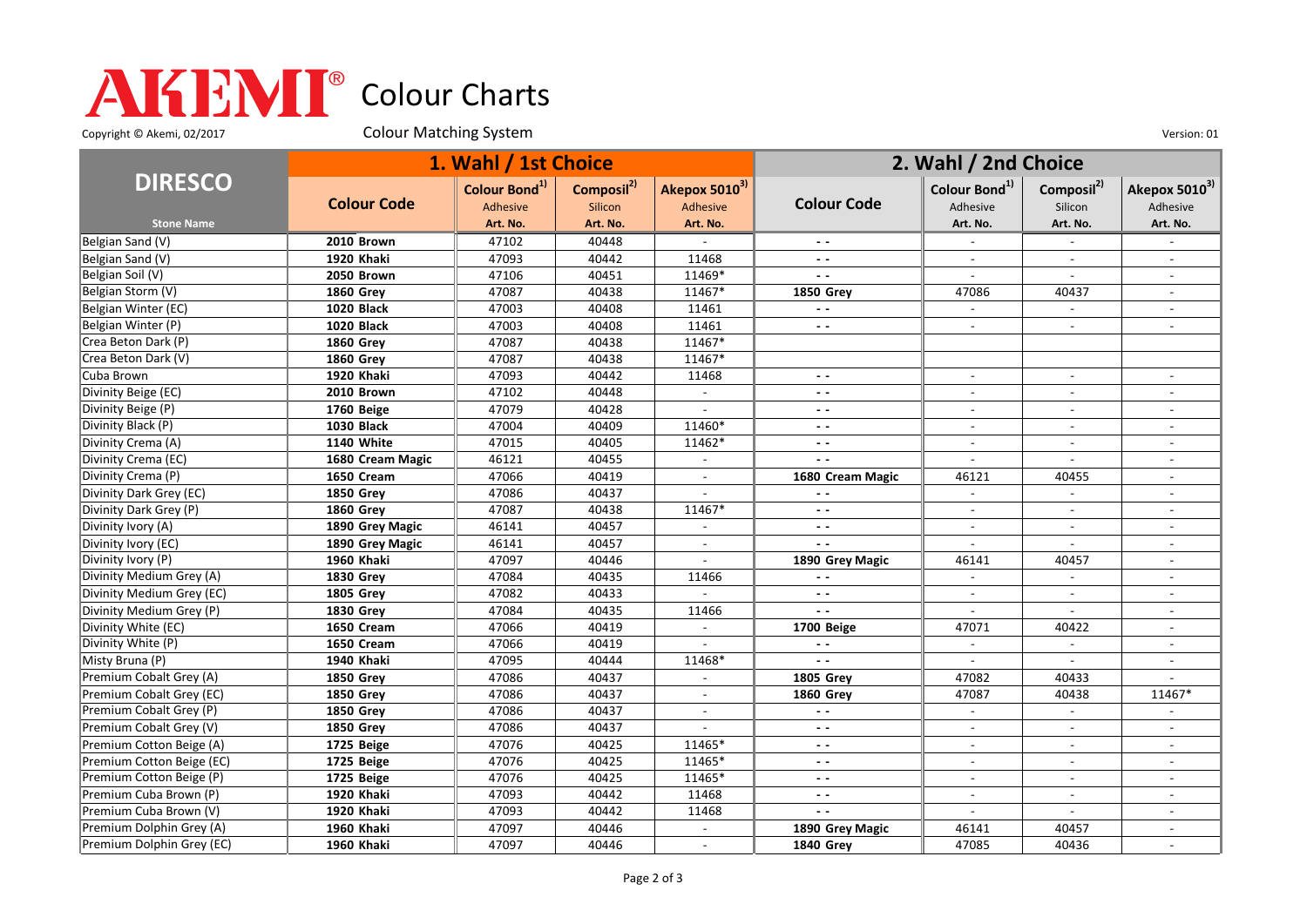# AKEMI® Colour Charts

Copyright © Akemi, 02/2017

Colour Matching System

Version: 01

| DIRESCO | 1. Wahl / 1st Choice | | | | 2. Wahl / 2nd Choice | | | |
|---|---|---|---|---|---|---|---|---|
| | Colour Code | Colour Bond[1] Adhesive | Composil[2] Silicon | Akepox 5010[3] Adhesive | Colour Code | Colour Bond[1] Adhesive | Composil[2] Silicon | Akepox 5010[3] Adhesive |
| Stone Name | | Art. No. | Art. No. | Art. No. | | Art. No. | Art. No. | Art. No. |
| Belgian Sand (V) | **2010 Brown** | 47102 | 40448 | - | - - | - | - | - |
| Belgian Sand (V) | **1920 Khaki** | 47093 | 40442 | 11468 | - - | - | - | - |
| Belgian Soil (V) | **2050 Brown** | 47106 | 40451 | 11469* | - - | - | - | - |
| Belgian Storm (V) | **1860 Grey** | 47087 | 40438 | 11467* | **1850 Grey** | 47086 | 40437 | - |
| Belgian Winter (EC) | **1020 Black** | 47003 | 40408 | 11461 | - - | - | - | - |
| Belgian Winter (P) | **1020 Black** | 47003 | 40408 | 11461 | - - | - | - | - |
| Crea Beton Dark (P) | **1860 Grey** | 47087 | 40438 | 11467* | | | | |
| Crea Beton Dark (V) | **1860 Grey** | 47087 | 40438 | 11467* | | | | |
| Cuba Brown | **1920 Khaki** | 47093 | 40442 | 11468 | - - | - | - | - |
| Divinity Beige (EC) | **2010 Brown** | 47102 | 40448 | - | - - | - | - | - |
| Divinity Beige (P) | **1760 Beige** | 47079 | 40428 | - | - - | - | - | - |
| Divinity Black (P) | **1030 Black** | 47004 | 40409 | 11460* | - - | - | - | - |
| Divinity Crema (A) | **1140 White** | 47015 | 40405 | 11462* | - - | - | - | - |
| Divinity Crema (EC) | **1680 Cream Magic** | 46121 | 40455 | - | - - | - | - | - |
| Divinity Crema (P) | **1650 Cream** | 47066 | 40419 | - | **1680 Cream Magic** | 46121 | 40455 | - |
| Divinity Dark Grey (EC) | **1850 Grey** | 47086 | 40437 | - | - - | - | - | - |
| Divinity Dark Grey (P) | **1860 Grey** | 47087 | 40438 | 11467* | - - | - | - | - |
| Divinity Ivory (A) | **1890 Grey Magic** | 46141 | 40457 | - | - - | - | - | - |
| Divinity Ivory (EC) | **1890 Grey Magic** | 46141 | 40457 | - | - - | - | - | - |
| Divinity Ivory (P) | **1960 Khaki** | 47097 | 40446 | - | **1890 Grey Magic** | 46141 | 40457 | - |
| Divinity Medium Grey (A) | **1830 Grey** | 47084 | 40435 | 11466 | - - | - | - | - |
| Divinity Medium Grey (EC) | **1805 Grey** | 47082 | 40433 | - | - - | - | - | - |
| Divinity Medium Grey (P) | **1830 Grey** | 47084 | 40435 | 11466 | - - | - | - | - |
| Divinity White (EC) | **1650 Cream** | 47066 | 40419 | - | **1700 Beige** | 47071 | 40422 | - |
| Divinity White (P) | **1650 Cream** | 47066 | 40419 | - | - - | - | - | - |
| Misty Bruna (P) | **1940 Khaki** | 47095 | 40444 | 11468* | - - | - | - | - |
| Premium Cobalt Grey (A) | **1850 Grey** | 47086 | 40437 | - | **1805 Grey** | 47082 | 40433 | - |
| Premium Cobalt Grey (EC) | **1850 Grey** | 47086 | 40437 | - | **1860 Grey** | 47087 | 40438 | 11467* |
| Premium Cobalt Grey (P) | **1850 Grey** | 47086 | 40437 | - | - - | - | - | - |
| Premium Cobalt Grey (V) | **1850 Grey** | 47086 | 40437 | - | - - | - | - | - |
| Premium Cotton Beige (A) | **1725 Beige** | 47076 | 40425 | 11465* | - - | - | - | - |
| Premium Cotton Beige (EC) | **1725 Beige** | 47076 | 40425 | 11465* | - - | - | - | - |
| Premium Cotton Beige (P) | **1725 Beige** | 47076 | 40425 | 11465* | - - | - | - | - |
| Premium Cuba Brown (P) | **1920 Khaki** | 47093 | 40442 | 11468 | - - | - | - | - |
| Premium Cuba Brown (V) | **1920 Khaki** | 47093 | 40442 | 11468 | - - | - | - | - |
| Premium Dolphin Grey (A) | **1960 Khaki** | 47097 | 40446 | - | **1890 Grey Magic** | 46141 | 40457 | - |
| Premium Dolphin Grey (EC) | **1960 Khaki** | 47097 | 40446 | - | **1840 Grey** | 47085 | 40436 | - |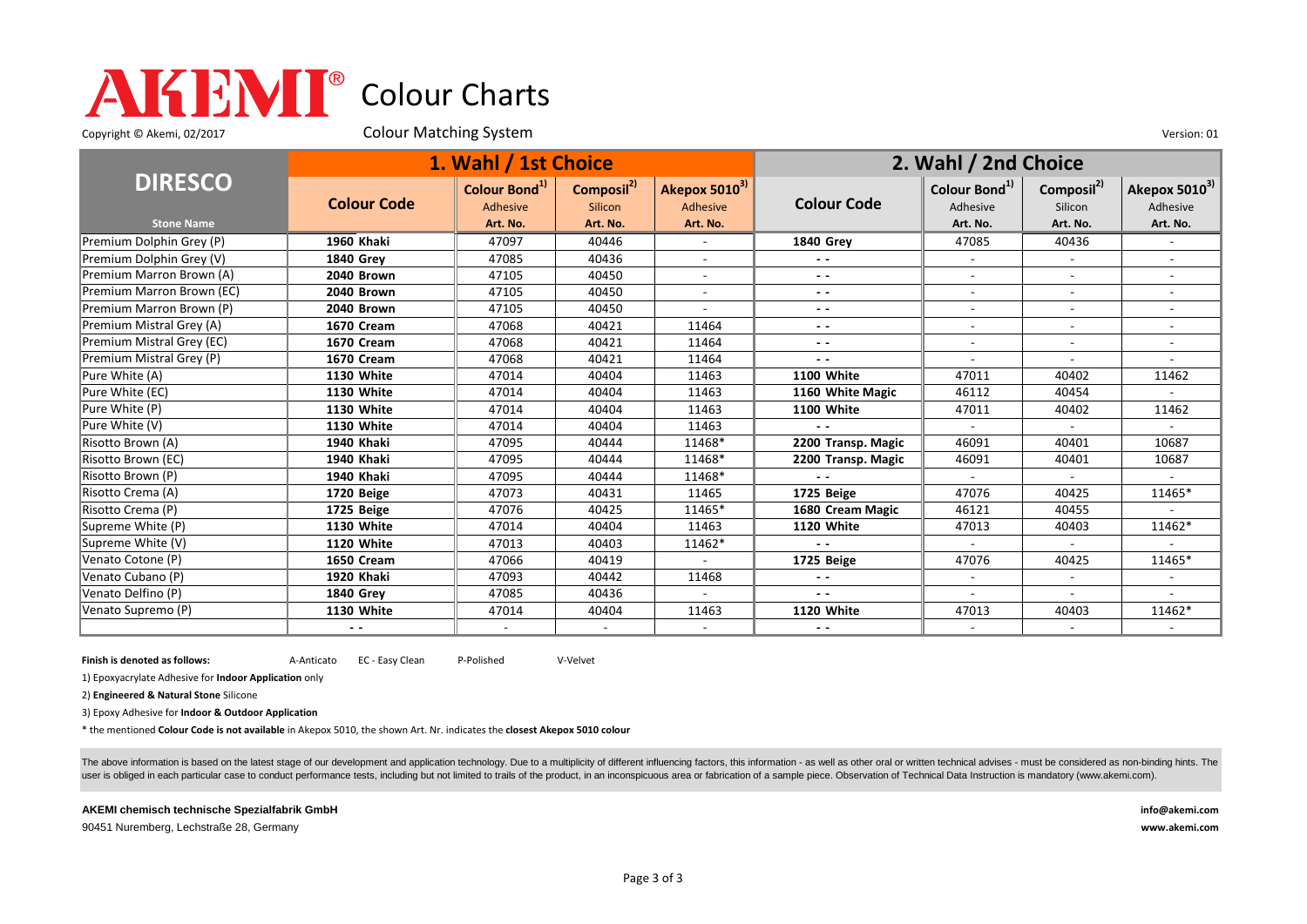# AKEMI® Colour Charts

Copyright © Akemi, 02/2017

Colour Matching System

Version: 01

| DIRESCO | 1. Wahl / 1st Choice | | | | 2. Wahl / 2nd Choice | | | |
|---|---|---|---|---|---|---|---|---|
| Stone Name | Colour Code | Colour Bond[1] Adhesive Art. No. | Composil[2] Silicon Art. No. | Akepox 5010[3] Adhesive Art. No. | Colour Code | Colour Bond[1] Adhesive Art. No. | Composil[2] Silicon Art. No. | Akepox 5010[3] Adhesive Art. No. |
| Premium Dolphin Grey (P) | **1960 Khaki** | 47097 | 40446 | - | **1840 Grey** | 47085 | 40436 | - |
| Premium Dolphin Grey (V) | **1840 Grey** | 47085 | 40436 | - | - - | - | - | - |
| Premium Marron Brown (A) | **2040 Brown** | 47105 | 40450 | - | - - | - | - | - |
| Premium Marron Brown (EC) | **2040 Brown** | 47105 | 40450 | - | - - | - | - | - |
| Premium Marron Brown (P) | **2040 Brown** | 47105 | 40450 | - | - - | - | - | - |
| Premium Mistral Grey (A) | **1670 Cream** | 47068 | 40421 | 11464 | - - | - | - | - |
| Premium Mistral Grey (EC) | **1670 Cream** | 47068 | 40421 | 11464 | - - | - | - | - |
| Premium Mistral Grey (P) | **1670 Cream** | 47068 | 40421 | 11464 | - - | - | - | - |
| Pure White (A) | **1130 White** | 47014 | 40404 | 11463 | **1100 White** | 47011 | 40402 | 11462 |
| Pure White (EC) | **1130 White** | 47014 | 40404 | 11463 | **1160 White Magic** | 46112 | 40454 | - |
| Pure White (P) | **1130 White** | 47014 | 40404 | 11463 | **1100 White** | 47011 | 40402 | 11462 |
| Pure White (V) | **1130 White** | 47014 | 40404 | 11463 | - - | - | - | - |
| Risotto Brown (A) | **1940 Khaki** | 47095 | 40444 | 11468* | **2200 Transp. Magic** | 46091 | 40401 | 10687 |
| Risotto Brown (EC) | **1940 Khaki** | 47095 | 40444 | 11468* | **2200 Transp. Magic** | 46091 | 40401 | 10687 |
| Risotto Brown (P) | **1940 Khaki** | 47095 | 40444 | 11468* | - - | - | - | - |
| Risotto Crema (A) | **1720 Beige** | 47073 | 40431 | 11465 | **1725 Beige** | 47076 | 40425 | 11465* |
| Risotto Crema (P) | **1725 Beige** | 47076 | 40425 | 11465* | **1680 Cream Magic** | 46121 | 40455 | - |
| Supreme White (P) | **1130 White** | 47014 | 40404 | 11463 | **1120 White** | 47013 | 40403 | 11462* |
| Supreme White (V) | **1120 White** | 47013 | 40403 | 11462* | - - | - | - | - |
| Venato Cotone (P) | **1650 Cream** | 47066 | 40419 | - | **1725 Beige** | 47076 | 40425 | 11465* |
| Venato Cubano (P) | **1920 Khaki** | 47093 | 40442 | 11468 | - - | - | - | - |
| Venato Delfino (P) | **1840 Grey** | 47085 | 40436 | - | - - | - | - | - |
| Venato Supremo (P) | **1130 White** | 47014 | 40404 | 11463 | **1120 White** | 47013 | 40403 | 11462* |
| | - - | - | - | - | - - | - | - | - |

**Finish is denoted as follows:** A-Anticato EC - Easy Clean P-Polished V-Velvet

1) Epoxyacrylate Adhesive for **Indoor Application** only

2) **Engineered & Natural Stone** Silicone

3) Epoxy Adhesive for **Indoor & Outdoor Application**

* the mentioned **Colour Code is not available** in Akepox 5010, the shown Art. Nr. indicates the **closest Akepox 5010 colour**

The above information is based on the latest stage of our development and application technology. Due to a multiplicity of different influencing factors, this information - as well as other oral or written technical advises - must be considered as non-binding hints. The user is obliged in each particular case to conduct performance tests, including but not limited to trails of the product, in an inconspicuous area or fabrication of a sample piece. Observation of Technical Data Instruction is mandatory (www.akemi.com).

**AKEMI chemisch technische Spezialfabrik GmbH**

90451 Nuremberg, Lechstraße 28, Germany

**info@akemi.com**

**www.akemi.com**